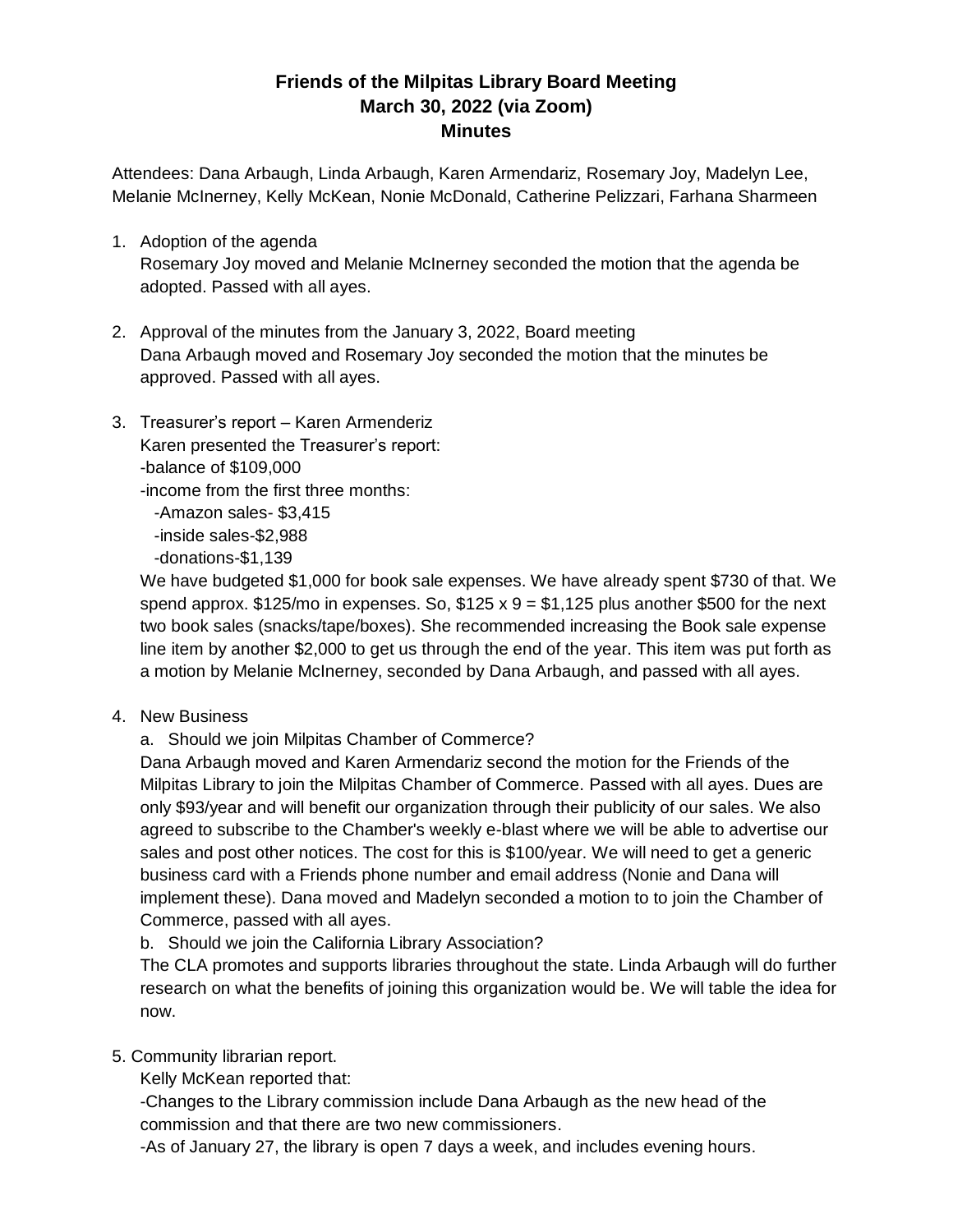# Friends of the Milpitas Library Board Meeting
## March 30, 2022 (via Zoom)
## Minutes

Attendees: Dana Arbaugh, Linda Arbaugh, Karen Armendariz, Rosemary Joy, Madelyn Lee, Melanie McInerney, Kelly McKean, Nonie McDonald, Catherine Pelizzari, Farhana Sharmeen

1. Adoption of the agenda
   Rosemary Joy moved and Melanie McInerney seconded the motion that the agenda be adopted. Passed with all ayes.

2. Approval of the minutes from the January 3, 2022, Board meeting
   Dana Arbaugh moved and Rosemary Joy seconded the motion that the minutes be approved. Passed with all ayes.

3. Treasurer's report – Karen Armenderiz
   Karen presented the Treasurer's report:
   -balance of $109,000
   -income from the first three months:
     -Amazon sales- $3,415
     -inside sales-$2,988
     -donations-$1,139
   We have budgeted $1,000 for book sale expenses. We have already spent $730 of that. We spend approx. $125/mo in expenses. So, $125 x 9 = $1,125 plus another $500 for the next two book sales (snacks/tape/boxes). She recommended increasing the Book sale expense line item by another $2,000 to get us through the end of the year. This item was put forth as a motion by Melanie McInerney, seconded by Dana Arbaugh, and passed with all ayes.

4. New Business
   a. Should we join Milpitas Chamber of Commerce?
   Dana Arbaugh moved and Karen Armendariz second the motion for the Friends of the Milpitas Library to join the Milpitas Chamber of Commerce. Passed with all ayes. Dues are only $93/year and will benefit our organization through their publicity of our sales. We also agreed to subscribe to the Chamber's weekly e-blast where we will be able to advertise our sales and post other notices. The cost for this is $100/year. We will need to get a generic business card with a Friends phone number and email address (Nonie and Dana will implement these). Dana moved and Madelyn seconded a motion to to join the Chamber of Commerce, passed with all ayes.
   b. Should we join the California Library Association?
   The CLA promotes and supports libraries throughout the state. Linda Arbaugh will do further research on what the benefits of joining this organization would be. We will table the idea for now.

5. Community librarian report.
   Kelly McKean reported that:
   -Changes to the Library commission include Dana Arbaugh as the new head of the commission and that there are two new commissioners.
   -As of January 27, the library is open 7 days a week, and includes evening hours.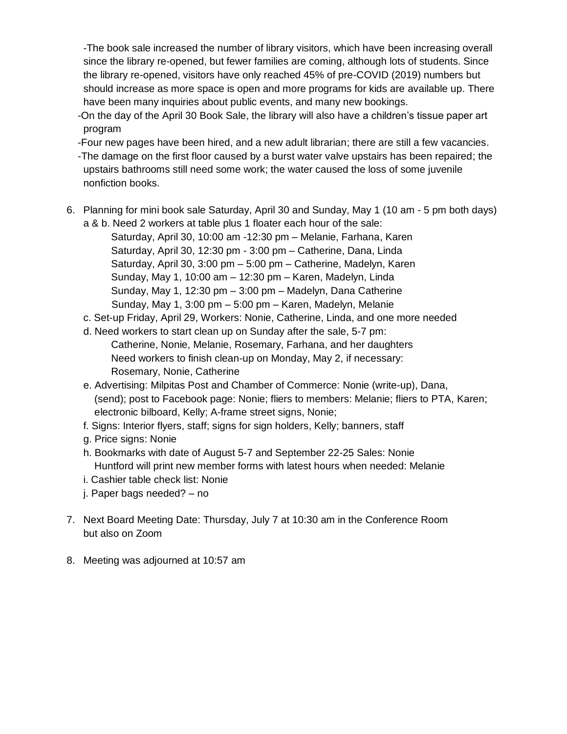-The book sale increased the number of library visitors, which have been increasing overall since the library re-opened, but fewer families are coming, although lots of students. Since the library re-opened, visitors have only reached 45% of pre-COVID (2019) numbers but should increase as more space is open and more programs for kids are available up. There have been many inquiries about public events, and many new bookings.

-On the day of the April 30 Book Sale, the library will also have a children's tissue paper art program

-Four new pages have been hired, and a new adult librarian; there are still a few vacancies.

-The damage on the first floor caused by a burst water valve upstairs has been repaired; the upstairs bathrooms still need some work; the water caused the loss of some juvenile nonfiction books.

6. Planning for mini book sale Saturday, April 30 and Sunday, May 1 (10 am - 5 pm both days)
   a & b. Need 2 workers at table plus 1 floater each hour of the sale:
      - Saturday, April 30, 10:00 am -12:30 pm – Melanie, Farhana, Karen
      - Saturday, April 30, 12:30 pm - 3:00 pm – Catherine, Dana, Linda
      - Saturday, April 30, 3:00 pm – 5:00 pm – Catherine, Madelyn, Karen
      - Sunday, May 1, 10:00 am – 12:30 pm – Karen, Madelyn, Linda
      - Sunday, May 1, 12:30 pm – 3:00 pm – Madelyn, Dana Catherine
      - Sunday, May 1, 3:00 pm – 5:00 pm – Karen, Madelyn, Melanie

   c. Set-up Friday, April 29, Workers: Nonie, Catherine, Linda, and one more needed

   d. Need workers to start clean up on Sunday after the sale, 5-7 pm:
      Catherine, Nonie, Melanie, Rosemary, Farhana, and her daughters
      Need workers to finish clean-up on Monday, May 2, if necessary:
      Rosemary, Nonie, Catherine

   e. Advertising: Milpitas Post and Chamber of Commerce: Nonie (write-up), Dana, (send); post to Facebook page: Nonie; fliers to members: Melanie; fliers to PTA, Karen; electronic bilboard, Kelly; A-frame street signs, Nonie;

   f. Signs: Interior flyers, staff; signs for sign holders, Kelly; banners, staff

   g. Price signs: Nonie

   h. Bookmarks with date of August 5-7 and September 22-25 Sales: Nonie
      Huntford will print new member forms with latest hours when needed: Melanie

   i. Cashier table check list: Nonie

   j. Paper bags needed? – no

7. Next Board Meeting Date: Thursday, July 7 at 10:30 am in the Conference Room but also on Zoom

8. Meeting was adjourned at 10:57 am